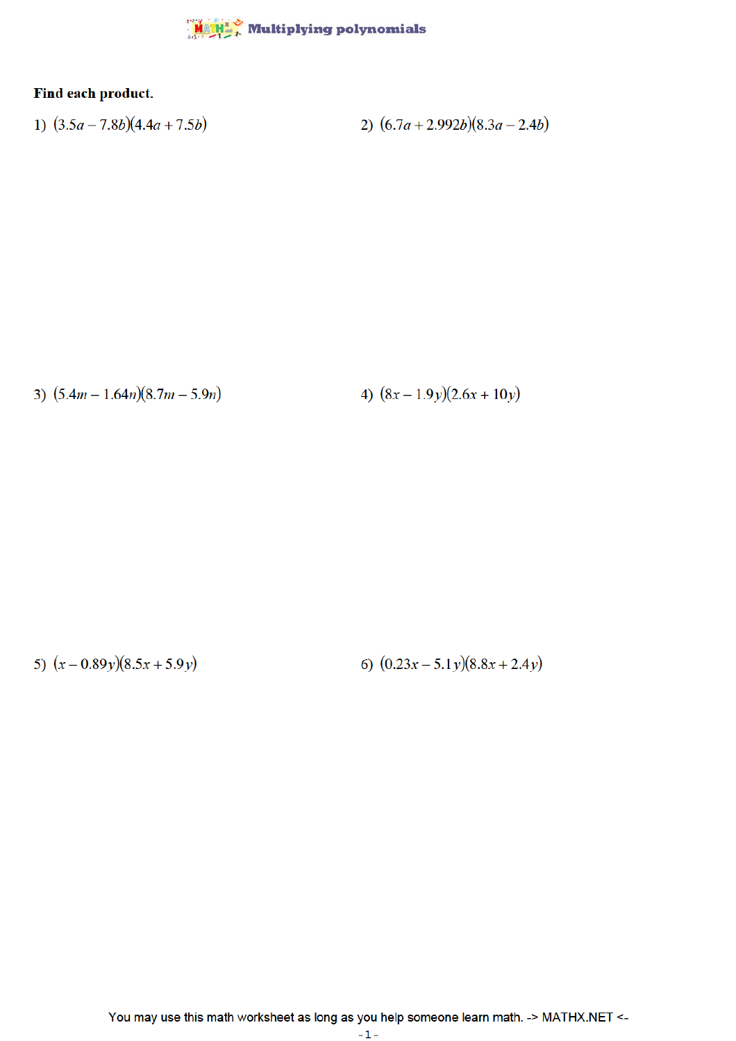# Multiplying polynomials

**Find each product.**

1) $(3.5a - 7.8b)(4.4a + 7.5b)$

2) $(6.7a + 2.992b)(8.3a - 2.4b)$

3) $(5.4m - 1.64n)(8.7m - 5.9n)$

4) $(8x - 1.9y)(2.6x + 10y)$

5) $(x - 0.89y)(8.5x + 5.9y)$

6) $(0.23x - 5.1y)(8.8x + 2.4y)$

You may use this math worksheet as long as you help someone learn math. -> MATHX.NET <-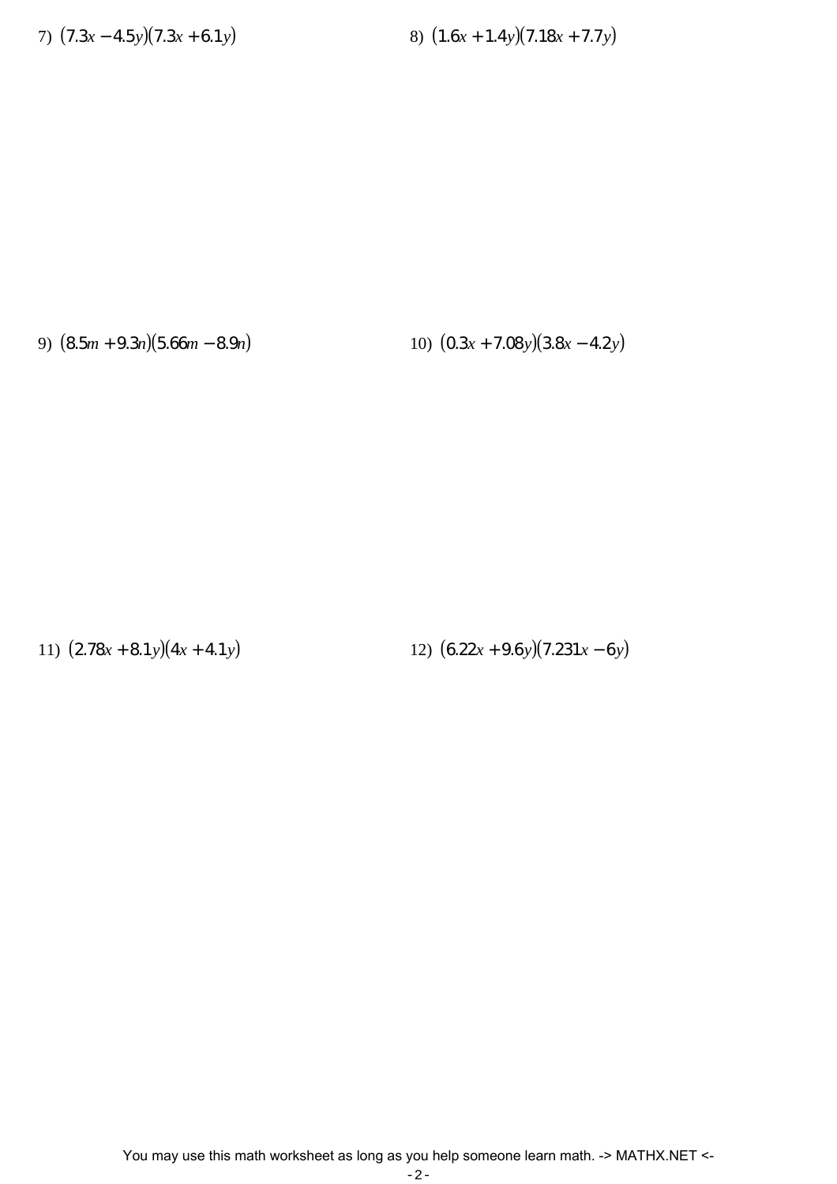7) $(7.3x - 4.5y)(7.3x + 6.1y)$

8) $(1.6x + 1.4y)(7.18x + 7.7y)$

9) $(8.5m + 9.3n)(5.66m - 8.9n)$

10) $(0.3x + 7.08y)(3.8x - 4.2y)$

11) $(2.78x + 8.1y)(4x + 4.1y)$

12) $(6.22x + 9.6y)(7.231x - 6y)$

You may use this math worksheet as long as you help someone learn math. -> MATHX.NET <-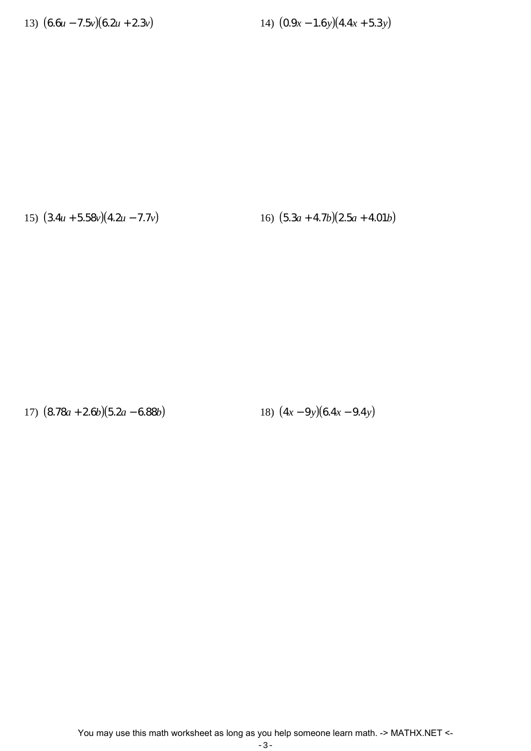13) $(6.6u - 7.5v)(6.2u + 2.3v)$

14) $(0.9x - 1.6y)(4.4x + 5.3y)$

15) $(3.4u + 5.58v)(4.2u - 7.7v)$

16) $(5.3a + 4.7b)(2.5a + 4.01b)$

17) $(8.78a + 2.6b)(5.2a - 6.88b)$

18) $(4x - 9y)(6.4x - 9.4y)$

You may use this math worksheet as long as you help someone learn math. -> MATHX.NET <-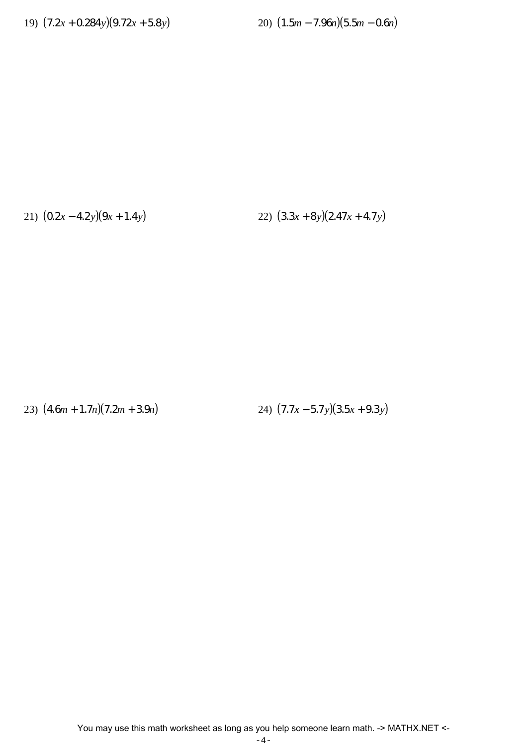19) $(7.2x + 0.284y)(9.72x + 5.8y)$

20) $(1.5m - 7.96n)(5.5m - 0.6n)$

21) $(0.2x - 4.2y)(9x + 1.4y)$

22) $(3.3x + 8y)(2.47x + 4.7y)$

23) $(4.6m + 1.7n)(7.2m + 3.9n)$

24) $(7.7x - 5.7y)(3.5x + 9.3y)$

You may use this math worksheet as long as you help someone learn math. -> MATHX.NET <-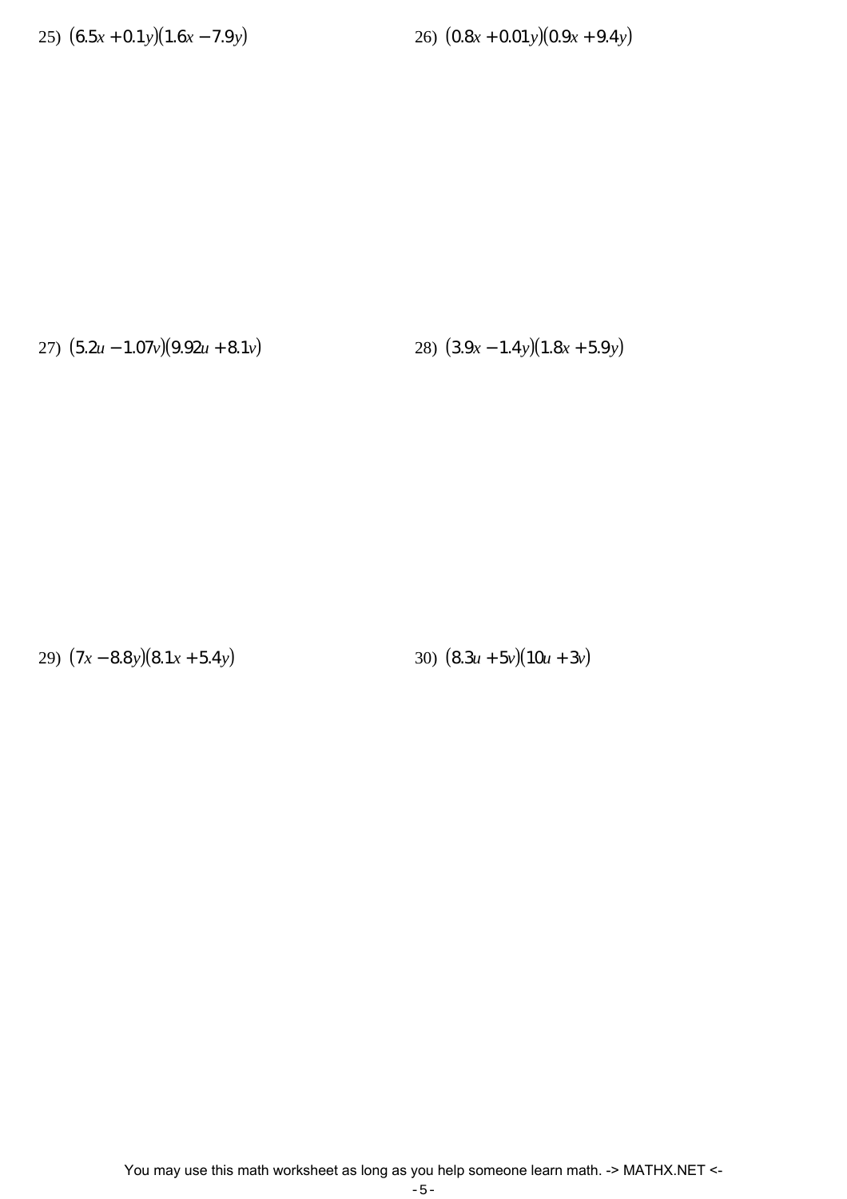25) $(6.5x + 0.1y)(1.6x - 7.9y)$

26) $(0.8x + 0.01y)(0.9x + 9.4y)$

27) $(5.2u - 1.07v)(9.92u + 8.1v)$

28) $(3.9x - 1.4y)(1.8x + 5.9y)$

29) $(7x - 8.8y)(8.1x + 5.4y)$

30) $(8.3u + 5v)(10u + 3v)$

You may use this math worksheet as long as you help someone learn math. -> MATHX.NET <-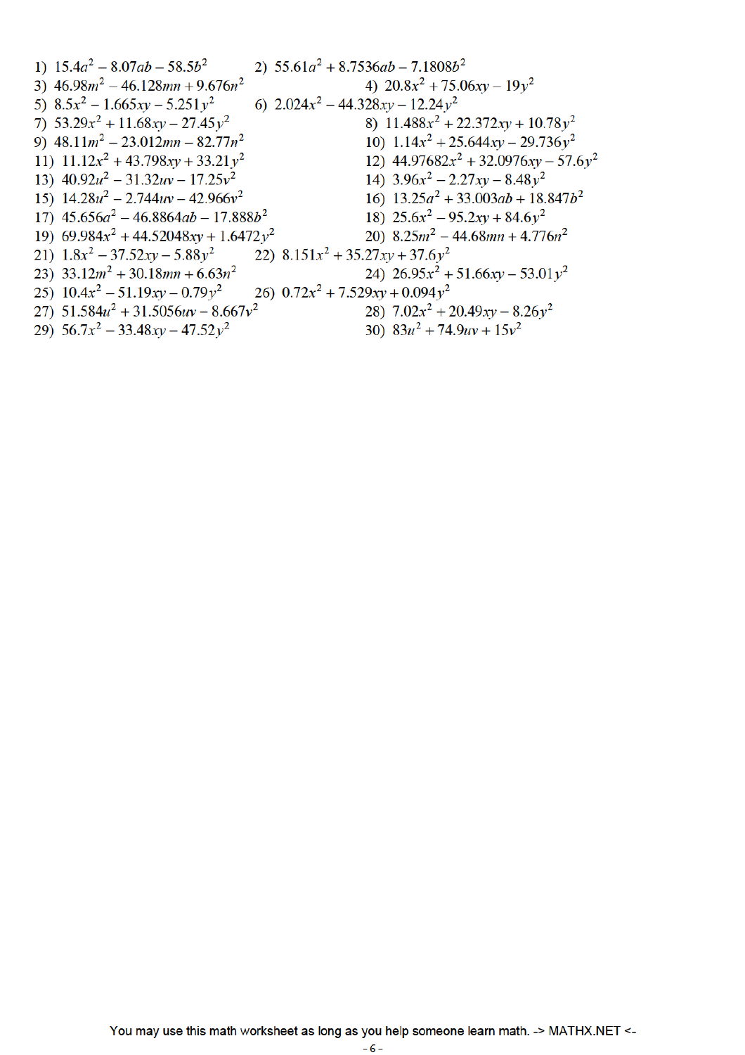1) $15.4a^2 - 8.07ab - 58.5b^2$

2) $55.61a^2 + 8.7536ab - 7.1808b^2$

3) $46.98m^2 - 46.128mn + 9.676n^2$

4) $20.8x^2 + 75.06xy - 19y^2$

5) $8.5x^2 - 1.665xy - 5.251y^2$

6) $2.024x^2 - 44.328xy - 12.24y^2$

7) $53.29x^2 + 11.68xy - 27.45y^2$

8) $11.488x^2 + 22.372xy + 10.78y^2$

9) $48.11m^2 - 23.012mn - 82.77n^2$

10) $1.14x^2 + 25.644xy - 29.736y^2$

11) $11.12x^2 + 43.798xy + 33.21y^2$

12) $44.97682x^2 + 32.0976xy - 57.6y^2$

13) $40.92u^2 - 31.32uv - 17.25v^2$

14) $3.96x^2 - 2.27xy - 8.48y^2$

15) $14.28u^2 - 2.744uv - 42.966v^2$

16) $13.25a^2 + 33.003ab + 18.847b^2$

17) $45.656a^2 - 46.8864ab - 17.888b^2$

18) $25.6x^2 - 95.2xy + 84.6y^2$

19) $69.984x^2 + 44.52048xy + 1.6472y^2$

20) $8.25m^2 - 44.68mn + 4.776n^2$

21) $1.8x^2 - 37.52xy - 5.88y^2$

22) $8.151x^2 + 35.27xy + 37.6y^2$

23) $33.12m^2 + 30.18mn + 6.63n^2$

24) $26.95x^2 + 51.66xy - 53.01y^2$

25) $10.4x^2 - 51.19xy - 0.79y^2$

26) $0.72x^2 + 7.529xy + 0.094y^2$

27) $51.584u^2 + 31.5056uv - 8.667v^2$

28) $7.02x^2 + 20.49xy - 8.26y^2$

29) $56.7x^2 - 33.48xy - 47.52y^2$

30) $83u^2 + 74.9uv + 15v^2$

You may use this math worksheet as long as you help someone learn math. -> MATHX.NET <-